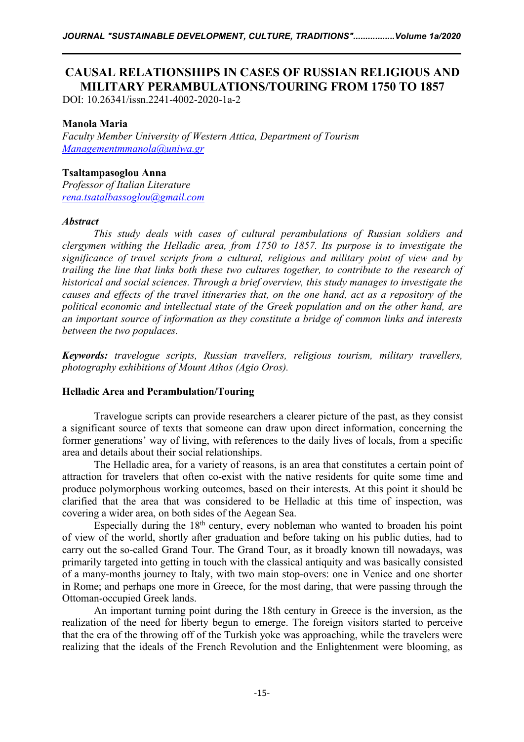# CAUSAL RELATIONSHIPS IN CASES OF RUSSIAN RELIGIOUS AND MILITARY PERAMBULATIONS/TOURING FROM 1750 TO 1857

DOI: 10.26341/issn.2241-4002-2020-1a-2

**Manola Maria**
*Faculty Member University of Western Attica, Department of Tourism*
*Managementmmanola@uniwa.gr*

**Tsaltampasoglou Anna**
*Professor of Italian Literature*
*rena.tsatalbassoglou@gmail.com*

### *Abstract*

*This study deals with cases of cultural perambulations of Russian soldiers and clergymen withing the Helladic area, from 1750 to 1857. Its purpose is to investigate the significance of travel scripts from a cultural, religious and military point of view and by trailing the line that links both these two cultures together, to contribute to the research of historical and social sciences. Through a brief overview, this study manages to investigate the causes and effects of the travel itineraries that, on the one hand, act as a repository of the political economic and intellectual state of the Greek population and on the other hand, are an important source of information as they constitute a bridge of common links and interests between the two populaces.*

***Keywords:*** *travelogue scripts, Russian travellers, religious tourism, military travellers, photography exhibitions of Mount Athos (Agio Oros).*

## Helladic Area and Perambulation/Touring

Travelogue scripts can provide researchers a clearer picture of the past, as they consist a significant source of texts that someone can draw upon direct information, concerning the former generations' way of living, with references to the daily lives of locals, from a specific area and details about their social relationships.

The Helladic area, for a variety of reasons, is an area that constitutes a certain point of attraction for travelers that often co-exist with the native residents for quite some time and produce polymorphous working outcomes, based on their interests. At this point it should be clarified that the area that was considered to be Helladic at this time of inspection, was covering a wider area, on both sides of the Aegean Sea.

Especially during the 18th century, every nobleman who wanted to broaden his point of view of the world, shortly after graduation and before taking on his public duties, had to carry out the so-called Grand Tour. The Grand Tour, as it broadly known till nowadays, was primarily targeted into getting in touch with the classical antiquity and was basically consisted of a many-months journey to Italy, with two main stop-overs: one in Venice and one shorter in Rome; and perhaps one more in Greece, for the most daring, that were passing through the Ottoman-occupied Greek lands.

An important turning point during the 18th century in Greece is the inversion, as the realization of the need for liberty begun to emerge. The foreign visitors started to perceive that the era of the throwing off of the Turkish yoke was approaching, while the travelers were realizing that the ideals of the French Revolution and the Enlightenment were blooming, as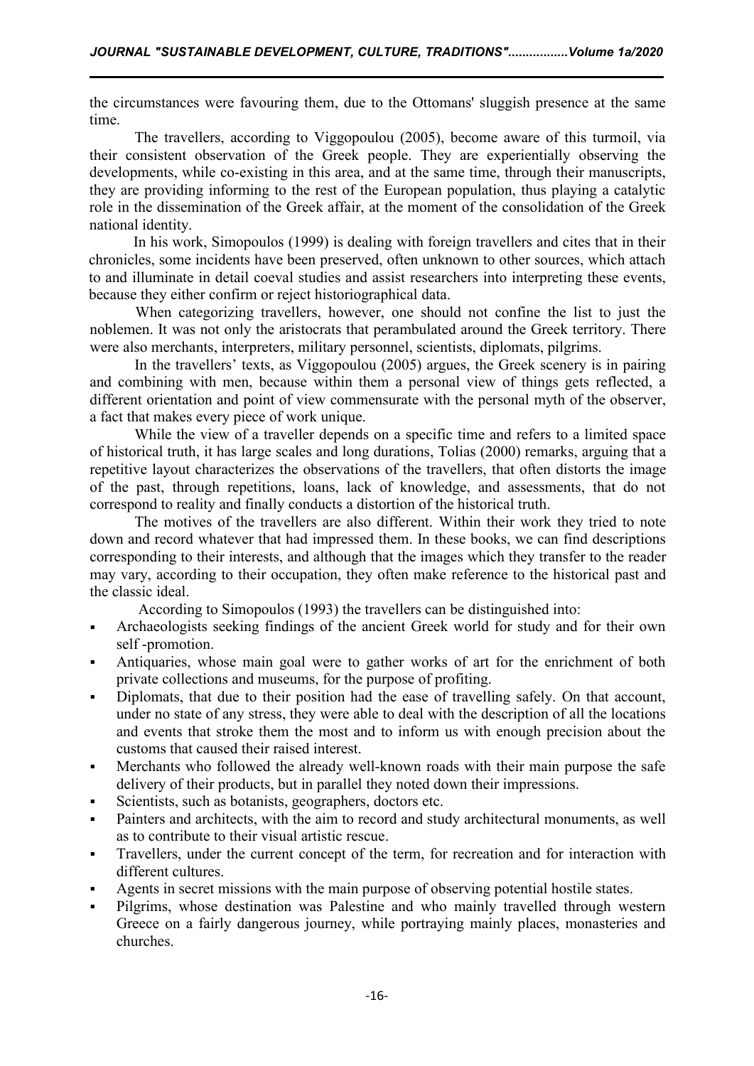the circumstances were favouring them, due to the Ottomans' sluggish presence at the same time.

The travellers, according to Viggopoulou (2005), become aware of this turmoil, via their consistent observation of the Greek people. They are experientially observing the developments, while co-existing in this area, and at the same time, through their manuscripts, they are providing informing to the rest of the European population, thus playing a catalytic role in the dissemination of the Greek affair, at the moment of the consolidation of the Greek national identity.

In his work, Simopoulos (1999) is dealing with foreign travellers and cites that in their chronicles, some incidents have been preserved, often unknown to other sources, which attach to and illuminate in detail coeval studies and assist researchers into interpreting these events, because they either confirm or reject historiographical data.

When categorizing travellers, however, one should not confine the list to just the noblemen. It was not only the aristocrats that perambulated around the Greek territory. There were also merchants, interpreters, military personnel, scientists, diplomats, pilgrims.

In the travellers' texts, as Viggopoulou (2005) argues, the Greek scenery is in pairing and combining with men, because within them a personal view of things gets reflected, a different orientation and point of view commensurate with the personal myth of the observer, a fact that makes every piece of work unique.

While the view of a traveller depends on a specific time and refers to a limited space of historical truth, it has large scales and long durations, Tolias (2000) remarks, arguing that a repetitive layout characterizes the observations of the travellers, that often distorts the image of the past, through repetitions, loans, lack of knowledge, and assessments, that do not correspond to reality and finally conducts a distortion of the historical truth.

The motives of the travellers are also different. Within their work they tried to note down and record whatever that had impressed them. In these books, we can find descriptions corresponding to their interests, and although that the images which they transfer to the reader may vary, according to their occupation, they often make reference to the historical past and the classic ideal.

According to Simopoulos (1993) the travellers can be distinguished into:

- Archaeologists seeking findings of the ancient Greek world for study and for their own self -promotion.
- Antiquaries, whose main goal were to gather works of art for the enrichment of both private collections and museums, for the purpose of profiting.
- Diplomats, that due to their position had the ease of travelling safely. On that account, under no state of any stress, they were able to deal with the description of all the locations and events that stroke them the most and to inform us with enough precision about the customs that caused their raised interest.
- Merchants who followed the already well-known roads with their main purpose the safe delivery of their products, but in parallel they noted down their impressions.
- Scientists, such as botanists, geographers, doctors etc.
- Painters and architects, with the aim to record and study architectural monuments, as well as to contribute to their visual artistic rescue.
- Travellers, under the current concept of the term, for recreation and for interaction with different cultures.
- Agents in secret missions with the main purpose of observing potential hostile states.
- Pilgrims, whose destination was Palestine and who mainly travelled through western Greece on a fairly dangerous journey, while portraying mainly places, monasteries and churches.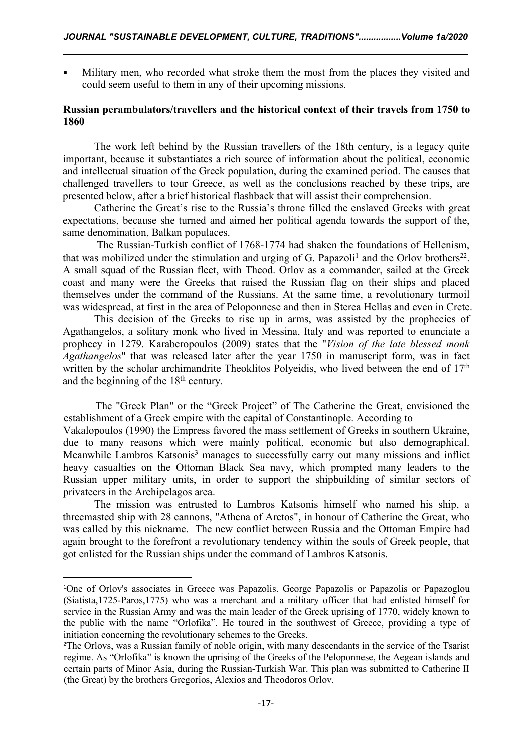- Military men, who recorded what stroke them the most from the places they visited and could seem useful to them in any of their upcoming missions.

**Russian perambulators/travellers and the historical context of their travels from 1750 to 1860**

The work left behind by the Russian travellers of the 18th century, is a legacy quite important, because it substantiates a rich source of information about the political, economic and intellectual situation of the Greek population, during the examined period. The causes that challenged travellers to tour Greece, as well as the conclusions reached by these trips, are presented below, after a brief historical flashback that will assist their comprehension.

Catherine the Great's rise to the Russia's throne filled the enslaved Greeks with great expectations, because she turned and aimed her political agenda towards the support of the, same denomination, Balkan populaces.

The Russian-Turkish conflict of 1768-1774 had shaken the foundations of Hellenism, that was mobilized under the stimulation and urging of G. Papazoli[1] and the Orlov brothers[22]. A small squad of the Russian fleet, with Theod. Orlov as a commander, sailed at the Greek coast and many were the Greeks that raised the Russian flag on their ships and placed themselves under the command of the Russians. At the same time, a revolutionary turmoil was widespread, at first in the area of Peloponnese and then in Sterea Hellas and even in Crete.

This decision of the Greeks to rise up in arms, was assisted by the prophecies of Agathangelos, a solitary monk who lived in Messina, Italy and was reported to enunciate a prophecy in 1279. Karaberopoulos (2009) states that the "*Vision of the late blessed monk Agathangelos*" that was released later after the year 1750 in manuscript form, was in fact written by the scholar archimandrite Theoklitos Polyeidis, who lived between the end of 17th and the beginning of the 18th century.

The "Greek Plan" or the "Greek Project" of The Catherine the Great, envisioned the establishment of a Greek empire with the capital of Constantinople. According to Vakalopoulos (1990) the Empress favored the mass settlement of Greeks in southern Ukraine, due to many reasons which were mainly political, economic but also demographical. Meanwhile Lambros Katsonis[3] manages to successfully carry out many missions and inflict heavy casualties on the Ottoman Black Sea navy, which prompted many leaders to the Russian upper military units, in order to support the shipbuilding of similar sectors of privateers in the Archipelagos area.

The mission was entrusted to Lambros Katsonis himself who named his ship, a threemasted ship with 28 cannons, "Athena of Arctos", in honour of Catherine the Great, who was called by this nickname. The new conflict between Russia and the Ottoman Empire had again brought to the forefront a revolutionary tendency within the souls of Greek people, that got enlisted for the Russian ships under the command of Lambros Katsonis.

---

[1]One of Orlov's associates in Greece was Papazolis. George Papazolis or Papazolis or Papazoglou (Siatista,1725-Paros,1775) who was a merchant and a military officer that had enlisted himself for service in the Russian Army and was the main leader of the Greek uprising of 1770, widely known to the public with the name "Orlofika". He toured in the southwest of Greece, providing a type of initiation concerning the revolutionary schemes to the Greeks.

[2]The Orlovs, was a Russian family of noble origin, with many descendants in the service of the Tsarist regime. As "Orlofika" is known the uprising of the Greeks of the Peloponnese, the Aegean islands and certain parts of Minor Asia, during the Russian-Turkish War. This plan was submitted to Catherine II (the Great) by the brothers Gregorios, Alexios and Theodoros Orlov.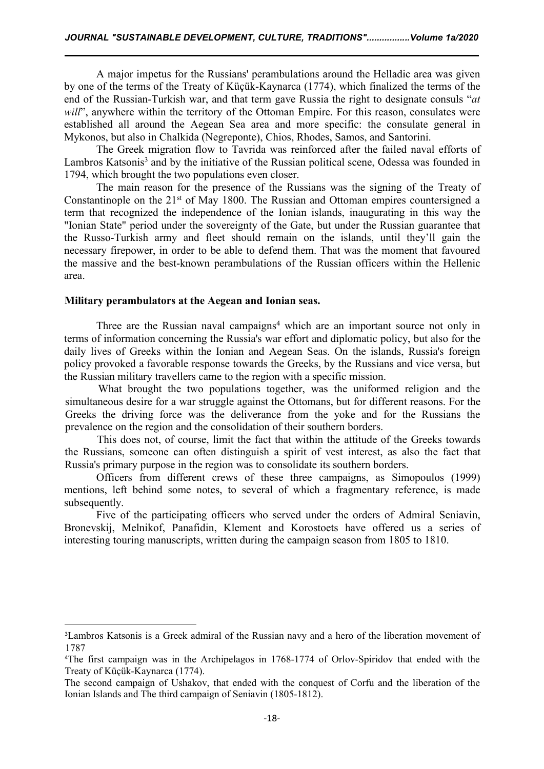A major impetus for the Russians' perambulations around the Helladic area was given by one of the terms of the Treaty of Küçük-Kaynarca (1774), which finalized the terms of the end of the Russian-Turkish war, and that term gave Russia the right to designate consuls "*at will*", anywhere within the territory of the Ottoman Empire. For this reason, consulates were established all around the Aegean Sea area and more specific: the consulate general in Mykonos, but also in Chalkida (Negreponte), Chios, Rhodes, Samos, and Santorini.

The Greek migration flow to Tavrida was reinforced after the failed naval efforts of Lambros Katsonis[3] and by the initiative of the Russian political scene, Odessa was founded in 1794, which brought the two populations even closer.

The main reason for the presence of the Russians was the signing of the Treaty of Constantinople on the 21st of May 1800. The Russian and Ottoman empires countersigned a term that recognized the independence of the Ionian islands, inaugurating in this way the "Ionian State" period under the sovereignty of the Gate, but under the Russian guarantee that the Russo-Turkish army and fleet should remain on the islands, until they'll gain the necessary firepower, in order to be able to defend them. That was the moment that favoured the massive and the best-known perambulations of the Russian officers within the Hellenic area.

**Military perambulators at the Aegean and Ionian seas.**

Three are the Russian naval campaigns[4] which are an important source not only in terms of information concerning the Russia's war effort and diplomatic policy, but also for the daily lives of Greeks within the Ionian and Aegean Seas. On the islands, Russia's foreign policy provoked a favorable response towards the Greeks, by the Russians and vice versa, but the Russian military travellers came to the region with a specific mission.

What brought the two populations together, was the uniformed religion and the simultaneous desire for a war struggle against the Ottomans, but for different reasons. For the Greeks the driving force was the deliverance from the yoke and for the Russians the prevalence on the region and the consolidation of their southern borders.

This does not, of course, limit the fact that within the attitude of the Greeks towards the Russians, someone can often distinguish a spirit of vest interest, as also the fact that Russia's primary purpose in the region was to consolidate its southern borders.

Officers from different crews of these three campaigns, as Simopoulos (1999) mentions, left behind some notes, to several of which a fragmentary reference, is made subsequently.

Five of the participating officers who served under the orders of Admiral Seniavin, Bronevskij, Melnikof, Panafidin, Klement and Korostoets have offered us a series of interesting touring manuscripts, written during the campaign season from 1805 to 1810.

---

[3] Lambros Katsonis is a Greek admiral of the Russian navy and a hero of the liberation movement of 1787

[4] The first campaign was in the Archipelagos in 1768-1774 of Orlov-Spiridov that ended with the Treaty of Küçük-Kaynarca (1774).

The second campaign of Ushakov, that ended with the conquest of Corfu and the liberation of the Ionian Islands and The third campaign of Seniavin (1805-1812).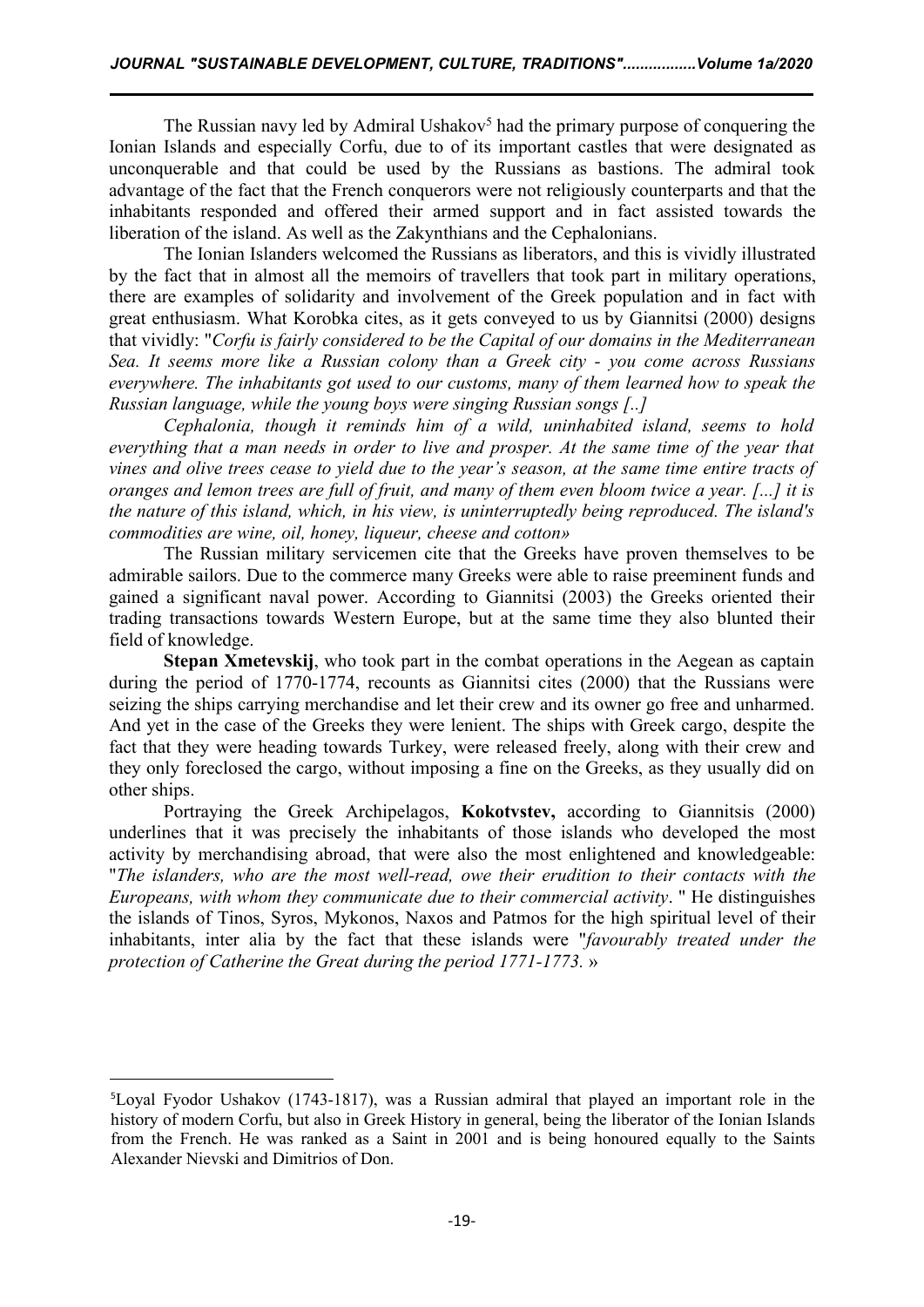The Russian navy led by Admiral Ushakov[5] had the primary purpose of conquering the Ionian Islands and especially Corfu, due to of its important castles that were designated as unconquerable and that could be used by the Russians as bastions. The admiral took advantage of the fact that the French conquerors were not religiously counterparts and that the inhabitants responded and offered their armed support and in fact assisted towards the liberation of the island. As well as the Zakynthians and the Cephalonians.

The Ionian Islanders welcomed the Russians as liberators, and this is vividly illustrated by the fact that in almost all the memoirs of travellers that took part in military operations, there are examples of solidarity and involvement of the Greek population and in fact with great enthusiasm. What Korobka cites, as it gets conveyed to us by Giannitsi (2000) designs that vividly: "*Corfu is fairly considered to be the Capital of our domains in the Mediterranean Sea. It seems more like a Russian colony than a Greek city - you come across Russians everywhere. The inhabitants got used to our customs, many of them learned how to speak the Russian language, while the young boys were singing Russian songs [..]*

*Cephalonia, though it reminds him of a wild, uninhabited island, seems to hold everything that a man needs in order to live and prosper. At the same time of the year that vines and olive trees cease to yield due to the year's season, at the same time entire tracts of oranges and lemon trees are full of fruit, and many of them even bloom twice a year. [...] it is the nature of this island, which, in his view, is uninterruptedly being reproduced. The island's commodities are wine, oil, honey, liqueur, cheese and cotton»*

The Russian military servicemen cite that the Greeks have proven themselves to be admirable sailors. Due to the commerce many Greeks were able to raise preeminent funds and gained a significant naval power. According to Giannitsi (2003) the Greeks oriented their trading transactions towards Western Europe, but at the same time they also blunted their field of knowledge.

**Stepan Xmetevskij**, who took part in the combat operations in the Aegean as captain during the period of 1770-1774, recounts as Giannitsi cites (2000) that the Russians were seizing the ships carrying merchandise and let their crew and its owner go free and unharmed. And yet in the case of the Greeks they were lenient. The ships with Greek cargo, despite the fact that they were heading towards Turkey, were released freely, along with their crew and they only foreclosed the cargo, without imposing a fine on the Greeks, as they usually did on other ships.

Portraying the Greek Archipelagos, **Kokotvstev,** according to Giannitsis (2000) underlines that it was precisely the inhabitants of those islands who developed the most activity by merchandising abroad, that were also the most enlightened and knowledgeable: "*The islanders, who are the most well-read, owe their erudition to their contacts with the Europeans, with whom they communicate due to their commercial activity*. " He distinguishes the islands of Tinos, Syros, Mykonos, Naxos and Patmos for the high spiritual level of their inhabitants, inter alia by the fact that these islands were "*favourably treated under the protection of Catherine the Great during the period 1771-1773.* »

---

[5]Loyal Fyodor Ushakov (1743-1817), was a Russian admiral that played an important role in the history of modern Corfu, but also in Greek History in general, being the liberator of the Ionian Islands from the French. He was ranked as a Saint in 2001 and is being honoured equally to the Saints Alexander Nievski and Dimitrios of Don.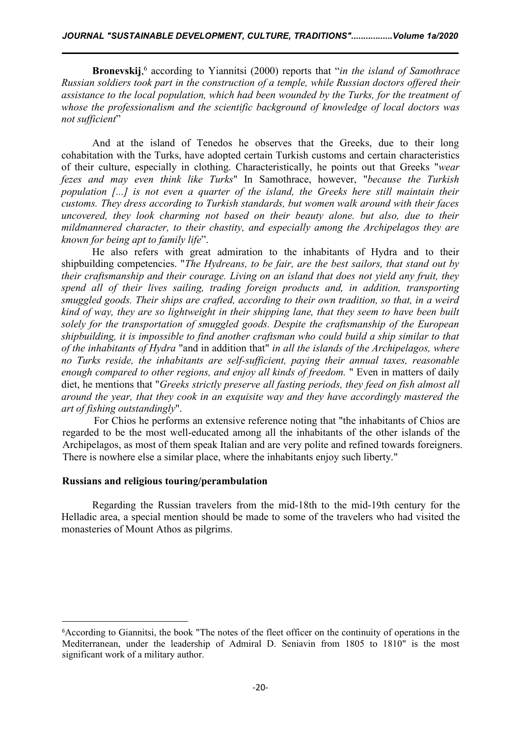**Bronevskij**,[6] according to Yiannitsi (2000) reports that "*in the island of Samothrace Russian soldiers took part in the construction of a temple, while Russian doctors offered their assistance to the local population, which had been wounded by the Turks, for the treatment of whose the professionalism and the scientific background of knowledge of local doctors was not sufficient*"

And at the island of Tenedos he observes that the Greeks, due to their long cohabitation with the Turks, have adopted certain Turkish customs and certain characteristics of their culture, especially in clothing. Characteristically, he points out that Greeks "*wear fezes and may even think like Turks*" In Samothrace, however, "*because the Turkish population [...] is not even a quarter of the island, the Greeks here still maintain their customs. They dress according to Turkish standards, but women walk around with their faces uncovered, they look charming not based on their beauty alone. but also, due to their mildmannered character, to their chastity, and especially among the Archipelagos they are known for being apt to family life*".

He also refers with great admiration to the inhabitants of Hydra and to their shipbuilding competencies. "*The Hydreans, to be fair, are the best sailors, that stand out by their craftsmanship and their courage. Living on an island that does not yield any fruit, they spend all of their lives sailing, trading foreign products and, in addition, transporting smuggled goods. Their ships are crafted, according to their own tradition, so that, in a weird kind of way, they are so lightweight in their shipping lane, that they seem to have been built solely for the transportation of smuggled goods. Despite the craftsmanship of the European shipbuilding, it is impossible to find another craftsman who could build a ship similar to that of the inhabitants of Hydra* "and in addition that" *in all the islands of the Archipelagos, where no Turks reside, the inhabitants are self-sufficient, paying their annual taxes, reasonable enough compared to other regions, and enjoy all kinds of freedom.* " Even in matters of daily diet, he mentions that "*Greeks strictly preserve all fasting periods, they feed on fish almost all around the year, that they cook in an exquisite way and they have accordingly mastered the art of fishing outstandingly*".

For Chios he performs an extensive reference noting that "the inhabitants of Chios are regarded to be the most well-educated among all the inhabitants of the other islands of the Archipelagos, as most of them speak Italian and are very polite and refined towards foreigners. There is nowhere else a similar place, where the inhabitants enjoy such liberty."

### Russians and religious touring/perambulation

Regarding the Russian travelers from the mid-18th to the mid-19th century for the Helladic area, a special mention should be made to some of the travelers who had visited the monasteries of Mount Athos as pilgrims.

---

[6] According to Giannitsi, the book "The notes of the fleet officer on the continuity of operations in the Mediterranean, under the leadership of Admiral D. Seniavin from 1805 to 1810" is the most significant work of a military author.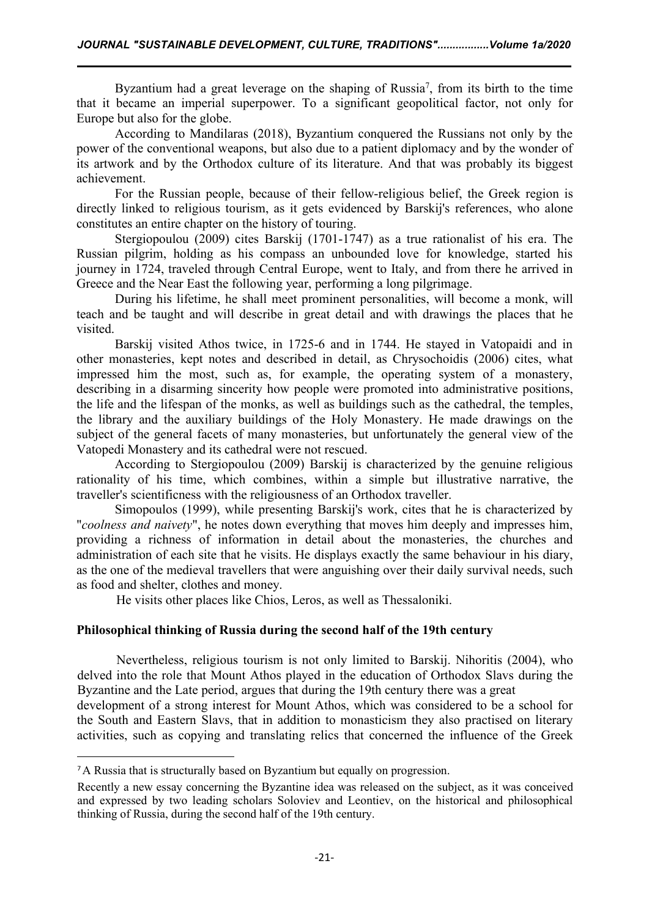Byzantium had a great leverage on the shaping of Russia[7], from its birth to the time that it became an imperial superpower. To a significant geopolitical factor, not only for Europe but also for the globe.

According to Mandilaras (2018), Byzantium conquered the Russians not only by the power of the conventional weapons, but also due to a patient diplomacy and by the wonder of its artwork and by the Orthodox culture of its literature. And that was probably its biggest achievement.

For the Russian people, because of their fellow-religious belief, the Greek region is directly linked to religious tourism, as it gets evidenced by Barskij's references, who alone constitutes an entire chapter on the history of touring.

Stergiopoulou (2009) cites Barskij (1701-1747) as a true rationalist of his era. The Russian pilgrim, holding as his compass an unbounded love for knowledge, started his journey in 1724, traveled through Central Europe, went to Italy, and from there he arrived in Greece and the Near East the following year, performing a long pilgrimage.

During his lifetime, he shall meet prominent personalities, will become a monk, will teach and be taught and will describe in great detail and with drawings the places that he visited.

Barskij visited Athos twice, in 1725-6 and in 1744. He stayed in Vatopaidi and in other monasteries, kept notes and described in detail, as Chrysochoidis (2006) cites, what impressed him the most, such as, for example, the operating system of a monastery, describing in a disarming sincerity how people were promoted into administrative positions, the life and the lifespan of the monks, as well as buildings such as the cathedral, the temples, the library and the auxiliary buildings of the Holy Monastery. He made drawings on the subject of the general facets of many monasteries, but unfortunately the general view of the Vatopedi Monastery and its cathedral were not rescued.

According to Stergiopoulou (2009) Barskij is characterized by the genuine religious rationality of his time, which combines, within a simple but illustrative narrative, the traveller's scientificness with the religiousness of an Orthodox traveller.

Simopoulos (1999), while presenting Barskij's work, cites that he is characterized by "*coolness and naivety*", he notes down everything that moves him deeply and impresses him, providing a richness of information in detail about the monasteries, the churches and administration of each site that he visits. He displays exactly the same behaviour in his diary, as the one of the medieval travellers that were anguishing over their daily survival needs, such as food and shelter, clothes and money.

He visits other places like Chios, Leros, as well as Thessaloniki.

**Philosophical thinking of Russia during the second half of the 19th century**

Nevertheless, religious tourism is not only limited to Barskij. Nihoritis (2004), who delved into the role that Mount Athos played in the education of Orthodox Slavs during the Byzantine and the Late period, argues that during the 19th century there was a great development of a strong interest for Mount Athos, which was considered to be a school for the South and Eastern Slavs, that in addition to monasticism they also practised on literary activities, such as copying and translating relics that concerned the influence of the Greek

---

[7] A Russia that is structurally based on Byzantium but equally on progression.

Recently a new essay concerning the Byzantine idea was released on the subject, as it was conceived and expressed by two leading scholars Soloviev and Leontiev, on the historical and philosophical thinking of Russia, during the second half of the 19th century.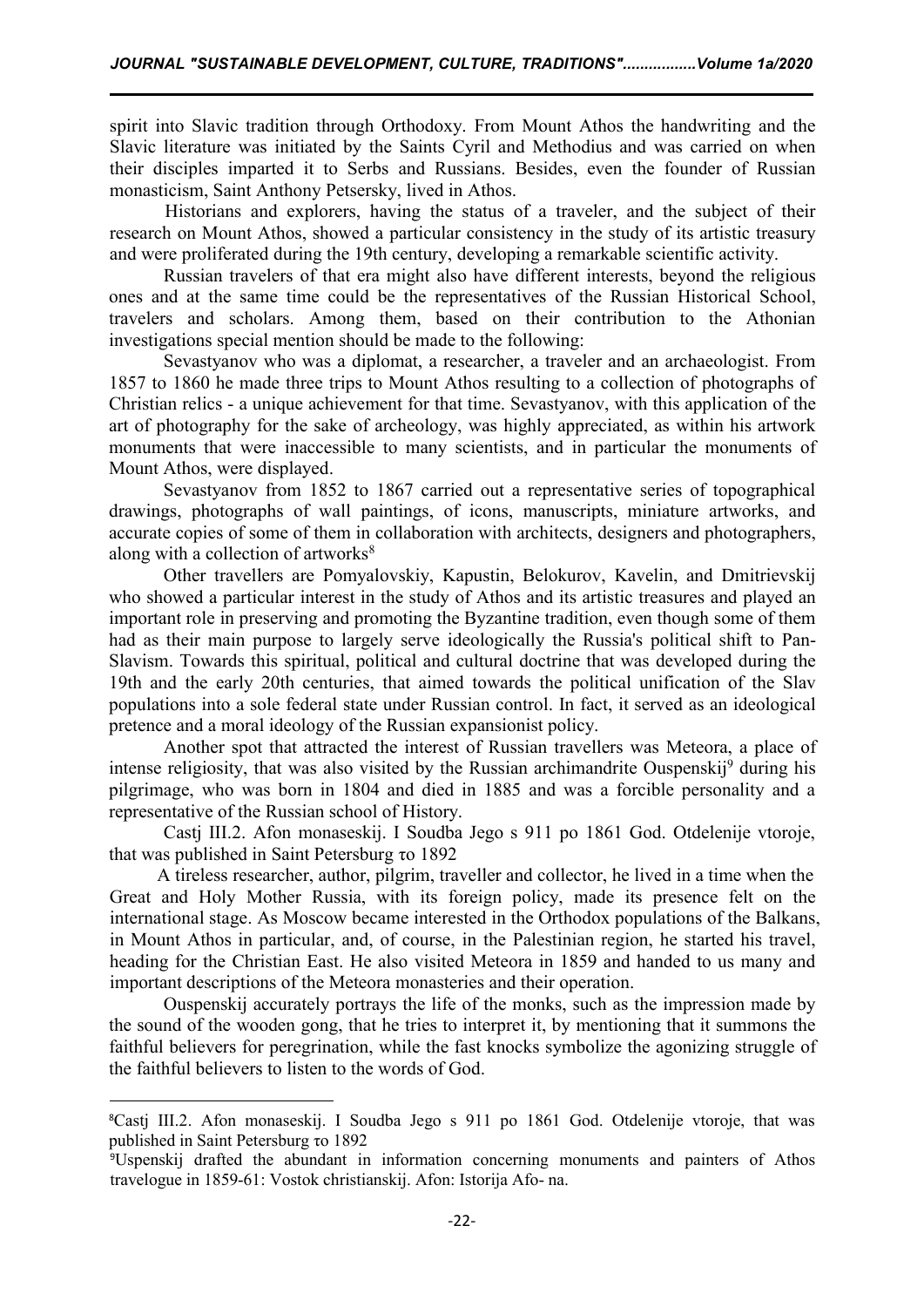spirit into Slavic tradition through Orthodoxy. From Mount Athos the handwriting and the Slavic literature was initiated by the Saints Cyril and Methodius and was carried on when their disciples imparted it to Serbs and Russians. Besides, even the founder of Russian monasticism, Saint Anthony Petsersky, lived in Athos.

Historians and explorers, having the status of a traveler, and the subject of their research on Mount Athos, showed a particular consistency in the study of its artistic treasury and were proliferated during the 19th century, developing a remarkable scientific activity.

Russian travelers of that era might also have different interests, beyond the religious ones and at the same time could be the representatives of the Russian Historical School, travelers and scholars. Among them, based on their contribution to the Athonian investigations special mention should be made to the following:

Sevastyanov who was a diplomat, a researcher, a traveler and an archaeologist. From 1857 to 1860 he made three trips to Mount Athos resulting to a collection of photographs of Christian relics - a unique achievement for that time. Sevastyanov, with this application of the art of photography for the sake of archeology, was highly appreciated, as within his artwork monuments that were inaccessible to many scientists, and in particular the monuments of Mount Athos, were displayed.

Sevastyanov from 1852 to 1867 carried out a representative series of topographical drawings, photographs of wall paintings, of icons, manuscripts, miniature artworks, and accurate copies of some of them in collaboration with architects, designers and photographers, along with a collection of artworks[8]

Other travellers are Pomyalovskiy, Kapustin, Belokurov, Kavelin, and Dmitrievskij who showed a particular interest in the study of Athos and its artistic treasures and played an important role in preserving and promoting the Byzantine tradition, even though some of them had as their main purpose to largely serve ideologically the Russia's political shift to Pan-Slavism. Towards this spiritual, political and cultural doctrine that was developed during the 19th and the early 20th centuries, that aimed towards the political unification of the Slav populations into a sole federal state under Russian control. In fact, it served as an ideological pretence and a moral ideology of the Russian expansionist policy.

Another spot that attracted the interest of Russian travellers was Meteora, a place of intense religiosity, that was also visited by the Russian archimandrite Ouspenskij[9] during his pilgrimage, who was born in 1804 and died in 1885 and was a forcible personality and a representative of the Russian school of History.

Castj III.2. Afon monaseskij. I Soudba Jego s 911 po 1861 God. Otdelenije vtoroje, that was published in Saint Petersburg το 1892

A tireless researcher, author, pilgrim, traveller and collector, he lived in a time when the Great and Holy Mother Russia, with its foreign policy, made its presence felt on the international stage. As Moscow became interested in the Orthodox populations of the Balkans, in Mount Athos in particular, and, of course, in the Palestinian region, he started his travel, heading for the Christian East. He also visited Meteora in 1859 and handed to us many and important descriptions of the Meteora monasteries and their operation.

Ouspenskij accurately portrays the life of the monks, such as the impression made by the sound of the wooden gong, that he tries to interpret it, by mentioning that it summons the faithful believers for peregrination, while the fast knocks symbolize the agonizing struggle of the faithful believers to listen to the words of God.

---

[8] Castj III.2. Afon monaseskij. I Soudba Jego s 911 po 1861 God. Otdelenije vtoroje, that was published in Saint Petersburg το 1892

[9] Uspenskij drafted the abundant in information concerning monuments and painters of Athos travelogue in 1859-61: Vostok christianskij. Afon: Istorija Afo- na.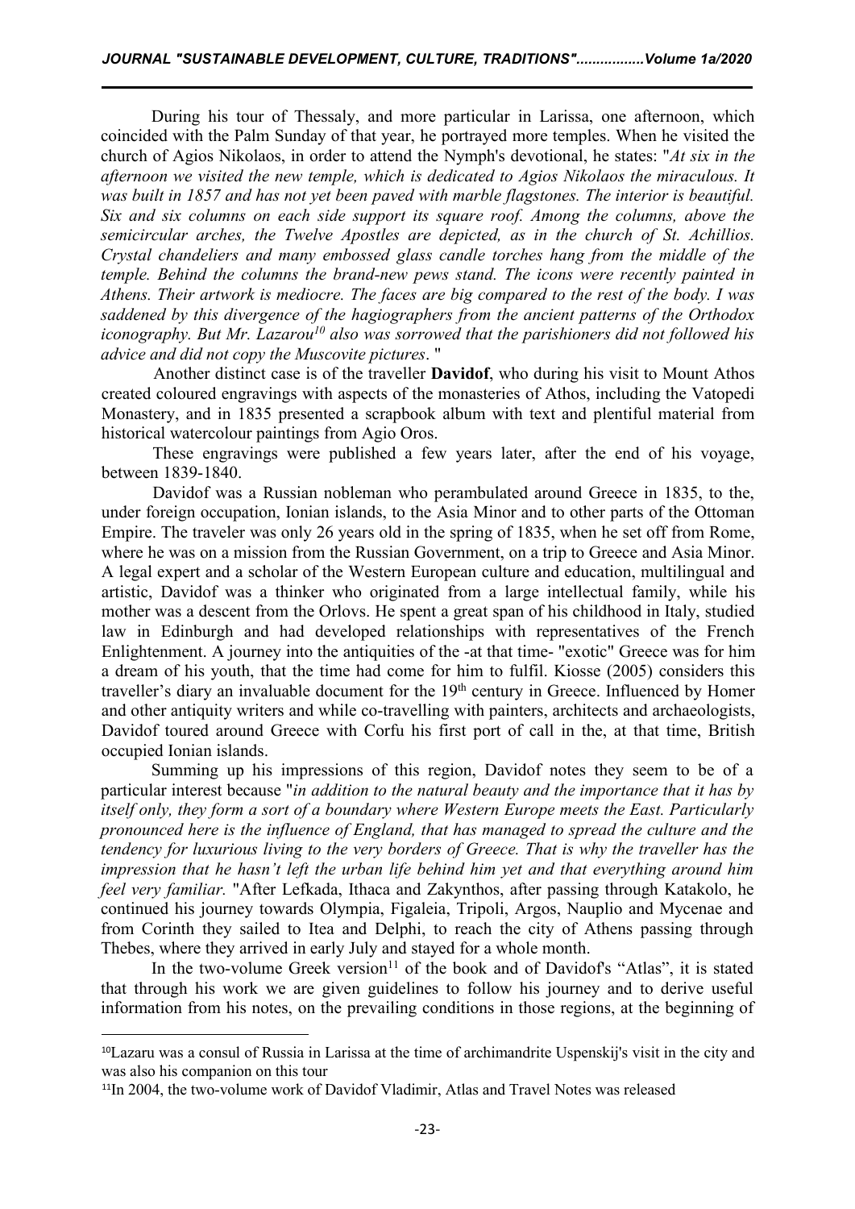During his tour of Thessaly, and more particular in Larissa, one afternoon, which coincided with the Palm Sunday of that year, he portrayed more temples. When he visited the church of Agios Nikolaos, in order to attend the Nymph's devotional, he states: "*At six in the afternoon we visited the new temple, which is dedicated to Agios Nikolaos the miraculous. It was built in 1857 and has not yet been paved with marble flagstones. The interior is beautiful. Six and six columns on each side support its square roof. Among the columns, above the semicircular arches, the Twelve Apostles are depicted, as in the church of St. Achillios. Crystal chandeliers and many embossed glass candle torches hang from the middle of the temple. Behind the columns the brand-new pews stand. The icons were recently painted in Athens. Their artwork is mediocre. The faces are big compared to the rest of the body. I was saddened by this divergence of the hagiographers from the ancient patterns of the Orthodox iconography. But Mr. Lazarou*[10] *also was sorrowed that the parishioners did not followed his advice and did not copy the Muscovite pictures*. "

Another distinct case is of the traveller **Davidof**, who during his visit to Mount Athos created coloured engravings with aspects of the monasteries of Athos, including the Vatopedi Monastery, and in 1835 presented a scrapbook album with text and plentiful material from historical watercolour paintings from Agio Oros.

These engravings were published a few years later, after the end of his voyage, between 1839-1840.

Davidof was a Russian nobleman who perambulated around Greece in 1835, to the, under foreign occupation, Ionian islands, to the Asia Minor and to other parts of the Ottoman Empire. The traveler was only 26 years old in the spring of 1835, when he set off from Rome, where he was on a mission from the Russian Government, on a trip to Greece and Asia Minor. A legal expert and a scholar of the Western European culture and education, multilingual and artistic, Davidof was a thinker who originated from a large intellectual family, while his mother was a descent from the Orlovs. He spent a great span of his childhood in Italy, studied law in Edinburgh and had developed relationships with representatives of the French Enlightenment. A journey into the antiquities of the -at that time- "exotic" Greece was for him a dream of his youth, that the time had come for him to fulfil. Kiosse (2005) considers this traveller's diary an invaluable document for the 19th century in Greece. Influenced by Homer and other antiquity writers and while co-travelling with painters, architects and archaeologists, Davidof toured around Greece with Corfu his first port of call in the, at that time, British occupied Ionian islands.

Summing up his impressions of this region, Davidof notes they seem to be of a particular interest because "*in addition to the natural beauty and the importance that it has by itself only, they form a sort of a boundary where Western Europe meets the East. Particularly pronounced here is the influence of England, that has managed to spread the culture and the tendency for luxurious living to the very borders of Greece. That is why the traveller has the impression that he hasn't left the urban life behind him yet and that everything around him feel very familiar.* "After Lefkada, Ithaca and Zakynthos, after passing through Katakolo, he continued his journey towards Olympia, Figaleia, Tripoli, Argos, Nauplio and Mycenae and from Corinth they sailed to Itea and Delphi, to reach the city of Athens passing through Thebes, where they arrived in early July and stayed for a whole month.

In the two-volume Greek version[11] of the book and of Davidof's "Atlas", it is stated that through his work we are given guidelines to follow his journey and to derive useful information from his notes, on the prevailing conditions in those regions, at the beginning of

---

[10] Lazaru was a consul of Russia in Larissa at the time of archimandrite Uspenskij's visit in the city and was also his companion on this tour

[11] In 2004, the two-volume work of Davidof Vladimir, Atlas and Travel Notes was released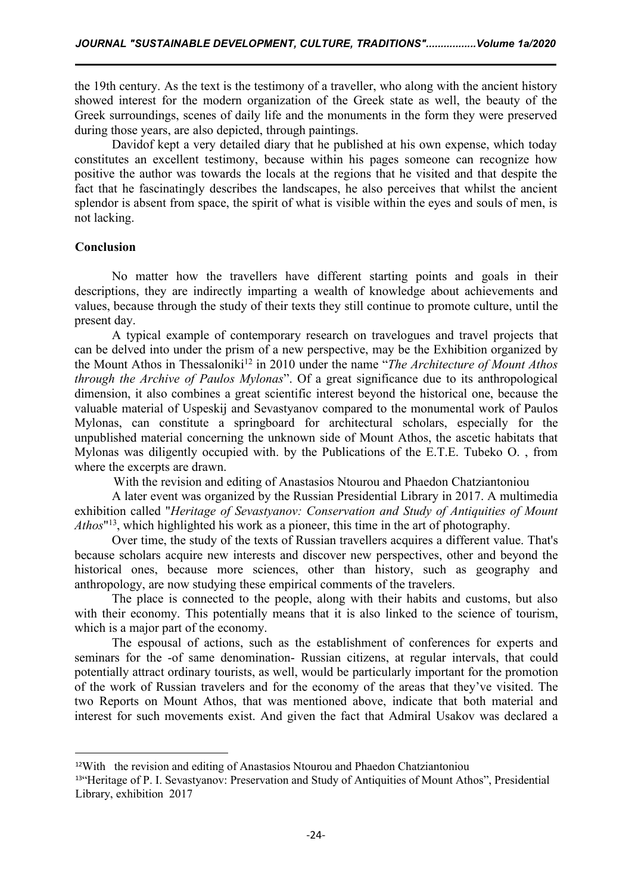the 19th century. As the text is the testimony of a traveller, who along with the ancient history showed interest for the modern organization of the Greek state as well, the beauty of the Greek surroundings, scenes of daily life and the monuments in the form they were preserved during those years, are also depicted, through paintings.

Davidof kept a very detailed diary that he published at his own expense, which today constitutes an excellent testimony, because within his pages someone can recognize how positive the author was towards the locals at the regions that he visited and that despite the fact that he fascinatingly describes the landscapes, he also perceives that whilst the ancient splendor is absent from space, the spirit of what is visible within the eyes and souls of men, is not lacking.

## Conclusion

No matter how the travellers have different starting points and goals in their descriptions, they are indirectly imparting a wealth of knowledge about achievements and values, because through the study of their texts they still continue to promote culture, until the present day.

A typical example of contemporary research on travelogues and travel projects that can be delved into under the prism of a new perspective, may be the Exhibition organized by the Mount Athos in Thessaloniki[12] in 2010 under the name "*The Architecture of Mount Athos through the Archive of Paulos Mylonas*". Of a great significance due to its anthropological dimension, it also combines a great scientific interest beyond the historical one, because the valuable material of Uspeskij and Sevastyanov compared to the monumental work of Paulos Mylonas, can constitute a springboard for architectural scholars, especially for the unpublished material concerning the unknown side of Mount Athos, the ascetic habitats that Mylonas was diligently occupied with. by the Publications of the E.T.E. Tubeko O. , from where the excerpts are drawn.

With the revision and editing of Anastasios Ntourou and Phaedon Chatziantoniou

A later event was organized by the Russian Presidential Library in 2017. A multimedia exhibition called "*Heritage of Sevastyanov: Conservation and Study of Antiquities of Mount Athos*"[13], which highlighted his work as a pioneer, this time in the art of photography.

Over time, the study of the texts of Russian travellers acquires a different value. That's because scholars acquire new interests and discover new perspectives, other and beyond the historical ones, because more sciences, other than history, such as geography and anthropology, are now studying these empirical comments of the travelers.

The place is connected to the people, along with their habits and customs, but also with their economy. This potentially means that it is also linked to the science of tourism, which is a major part of the economy.

The espousal of actions, such as the establishment of conferences for experts and seminars for the -of same denomination- Russian citizens, at regular intervals, that could potentially attract ordinary tourists, as well, would be particularly important for the promotion of the work of Russian travelers and for the economy of the areas that they've visited. The two Reports on Mount Athos, that was mentioned above, indicate that both material and interest for such movements exist. And given the fact that Admiral Usakov was declared a

---

[12] With the revision and editing of Anastasios Ntourou and Phaedon Chatziantoniou

[13] "Heritage of P. I. Sevastyanov: Preservation and Study of Antiquities of Mount Athos", Presidential Library, exhibition 2017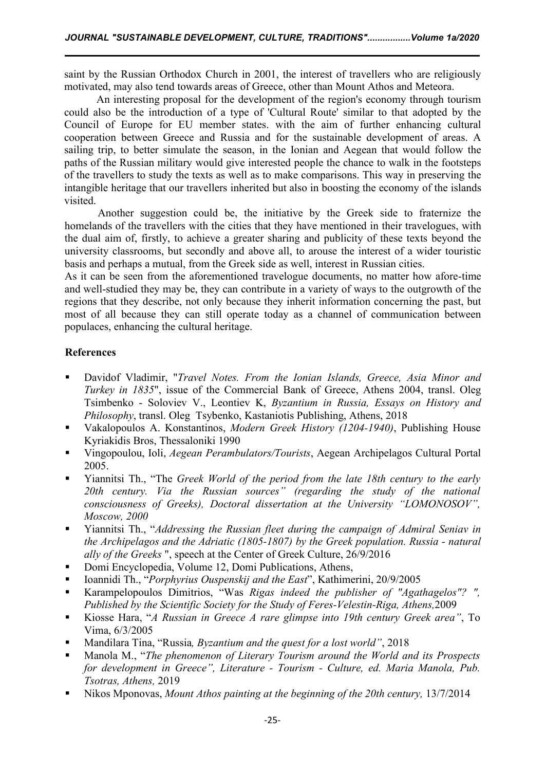saint by the Russian Orthodox Church in 2001, the interest of travellers who are religiously motivated, may also tend towards areas of Greece, other than Mount Athos and Meteora.

An interesting proposal for the development of the region's economy through tourism could also be the introduction of a type of 'Cultural Route' similar to that adopted by the Council of Europe for EU member states. with the aim of further enhancing cultural cooperation between Greece and Russia and for the sustainable development of areas. A sailing trip, to better simulate the season, in the Ionian and Aegean that would follow the paths of the Russian military would give interested people the chance to walk in the footsteps of the travellers to study the texts as well as to make comparisons. This way in preserving the intangible heritage that our travellers inherited but also in boosting the economy of the islands visited.

Another suggestion could be, the initiative by the Greek side to fraternize the homelands of the travellers with the cities that they have mentioned in their travelogues, with the dual aim of, firstly, to achieve a greater sharing and publicity of these texts beyond the university classrooms, but secondly and above all, to arouse the interest of a wider touristic basis and perhaps a mutual, from the Greek side as well, interest in Russian cities.

As it can be seen from the aforementioned travelogue documents, no matter how afore-time and well-studied they may be, they can contribute in a variety of ways to the outgrowth of the regions that they describe, not only because they inherit information concerning the past, but most of all because they can still operate today as a channel of communication between populaces, enhancing the cultural heritage.

## References

- Davidof Vladimir, "*Travel Notes. From the Ionian Islands, Greece, Asia Minor and Turkey in 1835*", issue of the Commercial Bank of Greece, Athens 2004, transl. Oleg Tsimbenko - Soloviev V., Leontiev K, *Byzantium in Russia, Essays on History and Philosophy*, transl. Oleg Tsybenko, Kastaniotis Publishing, Athens, 2018
- Vakalopoulos A. Konstantinos, *Modern Greek History (1204-1940)*, Publishing House Kyriakidis Bros, Thessaloniki 1990
- Vingopoulou, Ioli, *Aegean Perambulators/Tourists*, Aegean Archipelagos Cultural Portal 2005.
- Yiannitsi Th., "The *Greek World of the period from the late 18th century to the early 20th century. Via the Russian sources" (regarding the study of the national consciousness of Greeks), Doctoral dissertation at the University "LOMONOSOV", Moscow, 2000*
- Yiannitsi Th., "*Addressing the Russian fleet during the campaign of Admiral Seniav in the Archipelagos and the Adriatic (1805-1807) by the Greek population. Russia - natural ally of the Greeks* ", speech at the Center of Greek Culture, 26/9/2016
- Domi Encyclopedia, Volume 12, Domi Publications, Athens,
- Ioannidi Th., "*Porphyrius Ouspenskij and the East*", Kathimerini, 20/9/2005
- Karampelopoulos Dimitrios, "Was *Rigas indeed the publisher of "Agathagelos"? ", Published by the Scientific Society for the Study of Feres-Velestin-Riga, Athens,*2009
- Kiosse Hara, "*A Russian in Greece A rare glimpse into 19th century Greek area"*, To Vima, 6/3/2005
- Mandilara Tina, "Russia*, Byzantium and the quest for a lost world"*, 2018
- Manola M., "*The phenomenon of Literary Tourism around the World and its Prospects for development in Greece", Literature - Tourism - Culture, ed. Maria Manola, Pub. Tsotras, Athens,* 2019
- Nikos Mponovas, *Mount Athos painting at the beginning of the 20th century,* 13/7/2014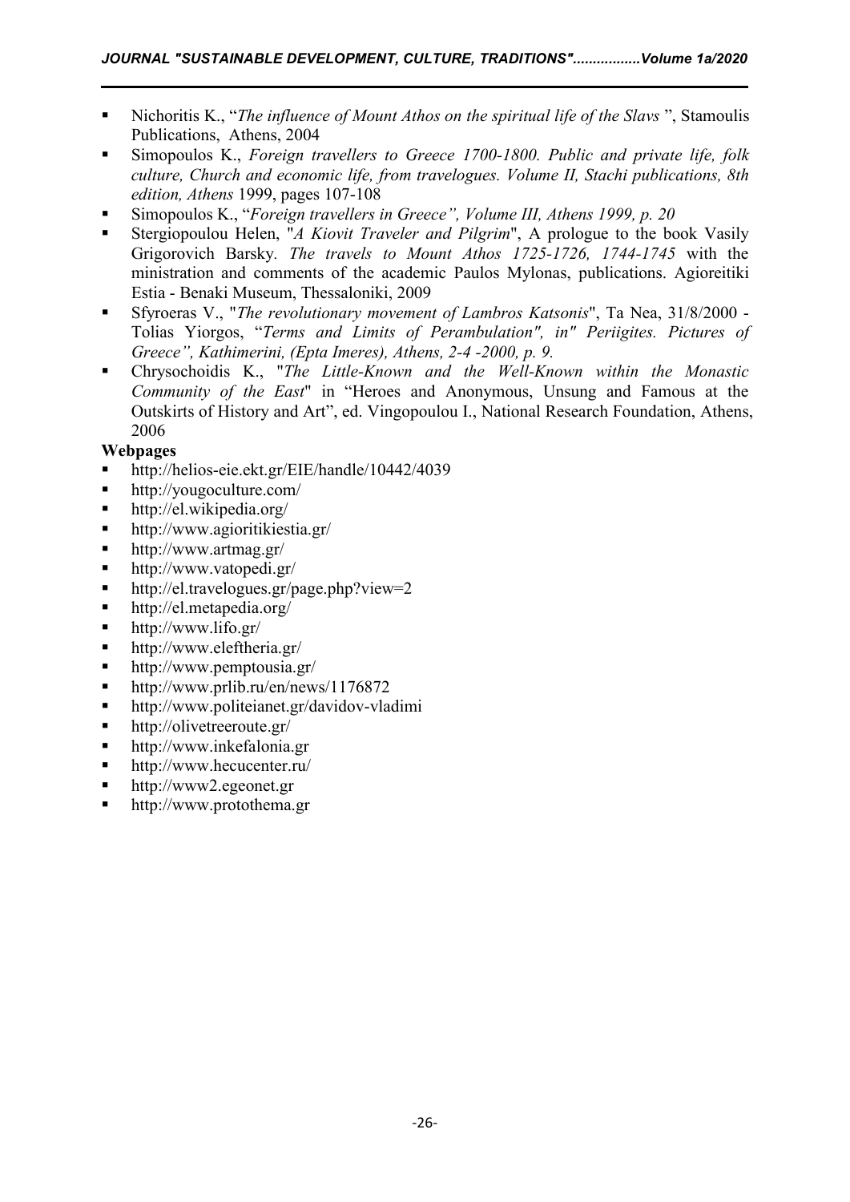- Nichoritis K., "*The influence of Mount Athos on the spiritual life of the Slavs* ", Stamoulis Publications, Athens, 2004
- Simopoulos K., *Foreign travellers to Greece 1700-1800. Public and private life, folk culture, Church and economic life, from travelogues. Volume II, Stachi publications, 8th edition, Athens* 1999, pages 107-108
- Simopoulos K., "*Foreign travellers in Greece", Volume III, Athens 1999, p. 20*
- Stergiopoulou Helen, "*A Kiovit Traveler and Pilgrim*", A prologue to the book Vasily Grigorovich Barsky*. The travels to Mount Athos 1725-1726, 1744-1745* with the ministration and comments of the academic Paulos Mylonas, publications. Agioreitiki Estia - Benaki Museum, Thessaloniki, 2009
- Sfyroeras V., "*The revolutionary movement of Lambros Katsonis*", Ta Nea, 31/8/2000 - Tolias Yiorgos, "*Terms and Limits of Perambulation", in" Periigites. Pictures of Greece", Kathimerini, (Epta Imeres), Athens, 2-4 -2000, p. 9.*
- Chrysochoidis K., "*The Little-Known and the Well-Known within the Monastic Community of the East*" in "Heroes and Anonymous, Unsung and Famous at the Outskirts of History and Art", ed. Vingopoulou I., National Research Foundation, Athens, 2006

**Webpages**

- http://helios-eie.ekt.gr/EIE/handle/10442/4039
- http://yougoculture.com/
- http://el.wikipedia.org/
- http://www.agioritikiestia.gr/
- http://www.artmag.gr/
- http://www.vatopedi.gr/
- http://el.travelogues.gr/page.php?view=2
- http://el.metapedia.org/
- http://www.lifo.gr/
- http://www.eleftheria.gr/
- http://www.pemptousia.gr/
- http://www.prlib.ru/en/news/1176872
- http://www.politeianet.gr/davidov-vladimi
- http://olivetreeroute.gr/
- http://www.inkefalonia.gr
- http://www.hecucenter.ru/
- http://www2.egeonet.gr
- http://www.protothema.gr